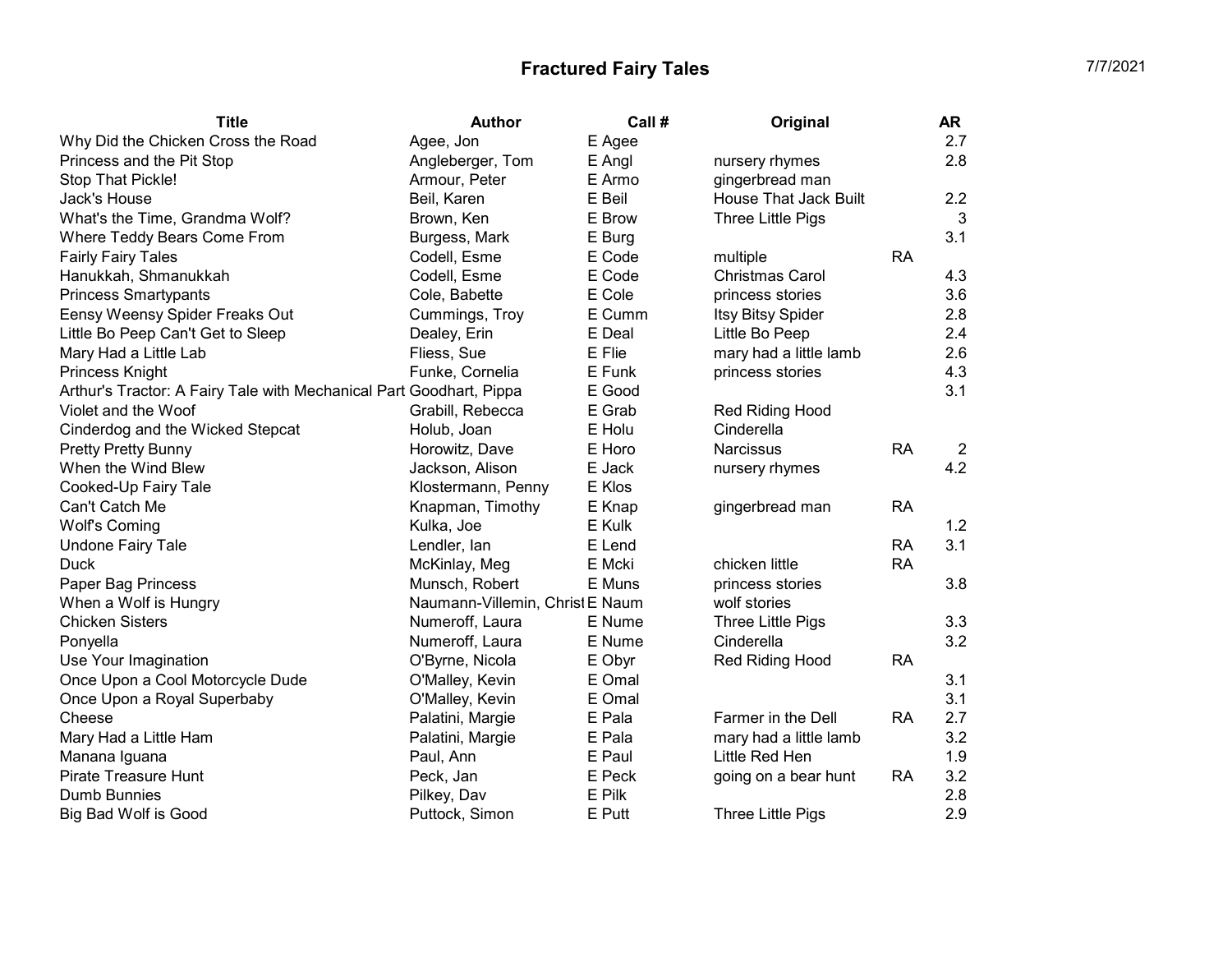# Fractured Fairy Tales

7/7/2021

| Title | Author | Call # | Original | | AR |
|---|---|---|---|---|---|
| Why Did the Chicken Cross the Road | Agee, Jon | E Agee | | | 2.7 |
| Princess and the Pit Stop | Angleberger, Tom | E Angl | nursery rhymes | | 2.8 |
| Stop That Pickle! | Armour, Peter | E Armo | gingerbread man | | |
| Jack's House | Beil, Karen | E Beil | House That Jack Built | | 2.2 |
| What's the Time, Grandma Wolf? | Brown, Ken | E Brow | Three Little Pigs | | 3 |
| Where Teddy Bears Come From | Burgess, Mark | E Burg | | | 3.1 |
| Fairly Fairy Tales | Codell, Esme | E Code | multiple | RA | |
| Hanukkah, Shmanukkah | Codell, Esme | E Code | Christmas Carol | | 4.3 |
| Princess Smartypants | Cole, Babette | E Cole | princess stories | | 3.6 |
| Eensy Weensy Spider Freaks Out | Cummings, Troy | E Cumm | Itsy Bitsy Spider | | 2.8 |
| Little Bo Peep Can't Get to Sleep | Dealey, Erin | E Deal | Little Bo Peep | | 2.4 |
| Mary Had a Little Lab | Fliess, Sue | E Flie | mary had a little lamb | | 2.6 |
| Princess Knight | Funke, Cornelia | E Funk | princess stories | | 4.3 |
| Arthur's Tractor: A Fairy Tale with Mechanical Part | Goodhart, Pippa | E Good | | | 3.1 |
| Violet and the Woof | Grabill, Rebecca | E Grab | Red Riding Hood | | |
| Cinderdog and the Wicked Stepcat | Holub, Joan | E Holu | Cinderella | | |
| Pretty Pretty Bunny | Horowitz, Dave | E Horo | Narcissus | RA | 2 |
| When the Wind Blew | Jackson, Alison | E Jack | nursery rhymes | | 4.2 |
| Cooked-Up Fairy Tale | Klostermann, Penny | E Klos | | | |
| Can't Catch Me | Knapman, Timothy | E Knap | gingerbread man | RA | |
| Wolf's Coming | Kulka, Joe | E Kulk | | | 1.2 |
| Undone Fairy Tale | Lendler, Ian | E Lend | | RA | 3.1 |
| Duck | McKinlay, Meg | E Mcki | chicken little | RA | |
| Paper Bag Princess | Munsch, Robert | E Muns | princess stories | | 3.8 |
| When a Wolf is Hungry | Naumann-Villemin, Christ | E Naum | wolf stories | | |
| Chicken Sisters | Numeroff, Laura | E Nume | Three Little Pigs | | 3.3 |
| Ponyella | Numeroff, Laura | E Nume | Cinderella | | 3.2 |
| Use Your Imagination | O'Byrne, Nicola | E Obyr | Red Riding Hood | RA | |
| Once Upon a Cool Motorcycle Dude | O'Malley, Kevin | E Omal | | | 3.1 |
| Once Upon a Royal Superbaby | O'Malley, Kevin | E Omal | | | 3.1 |
| Cheese | Palatini, Margie | E Pala | Farmer in the Dell | RA | 2.7 |
| Mary Had a Little Ham | Palatini, Margie | E Pala | mary had a little lamb | | 3.2 |
| Manana Iguana | Paul, Ann | E Paul | Little Red Hen | | 1.9 |
| Pirate Treasure Hunt | Peck, Jan | E Peck | going on a bear hunt | RA | 3.2 |
| Dumb Bunnies | Pilkey, Dav | E Pilk | | | 2.8 |
| Big Bad Wolf is Good | Puttock, Simon | E Putt | Three Little Pigs | | 2.9 |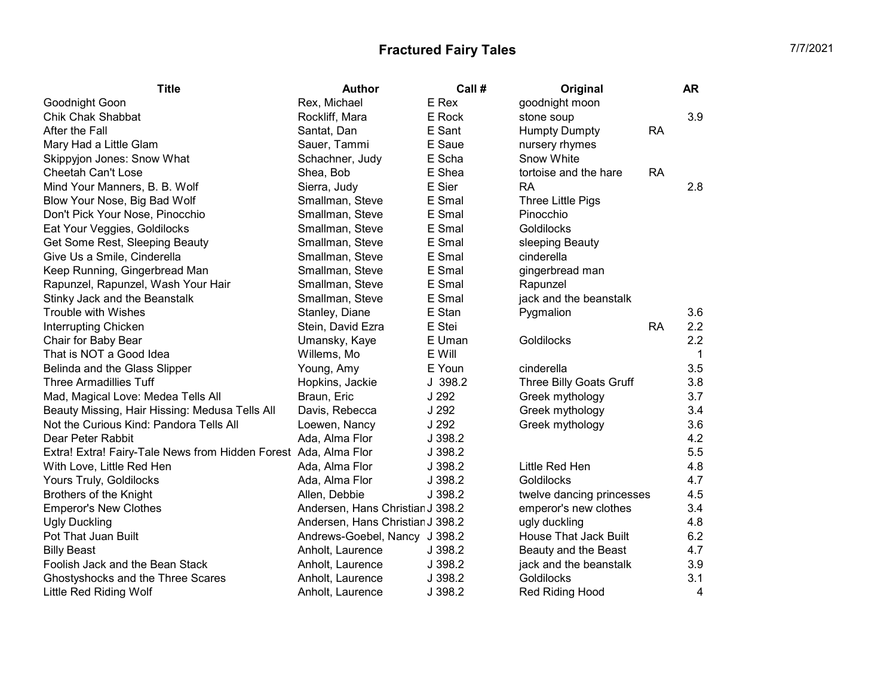# Fractured Fairy Tales

| Title | Author | Call # | Original | | AR |
|---|---|---|---|---|---|
| Goodnight Goon | Rex, Michael | E Rex | goodnight moon | | |
| Chik Chak Shabbat | Rockliff, Mara | E Rock | stone soup | | 3.9 |
| After the Fall | Santat, Dan | E Sant | Humpty Dumpty | RA | |
| Mary Had a Little Glam | Sauer, Tammi | E Saue | nursery rhymes | | |
| Skippyjon Jones: Snow What | Schachner, Judy | E Scha | Snow White | | |
| Cheetah Can't Lose | Shea, Bob | E Shea | tortoise and the hare | RA | |
| Mind Your Manners, B. B. Wolf | Sierra, Judy | E Sier | RA | | 2.8 |
| Blow Your Nose, Big Bad Wolf | Smallman, Steve | E Smal | Three Little Pigs | | |
| Don't Pick Your Nose, Pinocchio | Smallman, Steve | E Smal | Pinocchio | | |
| Eat Your Veggies, Goldilocks | Smallman, Steve | E Smal | Goldilocks | | |
| Get Some Rest, Sleeping Beauty | Smallman, Steve | E Smal | sleeping Beauty | | |
| Give Us a Smile, Cinderella | Smallman, Steve | E Smal | cinderella | | |
| Keep Running, Gingerbread Man | Smallman, Steve | E Smal | gingerbread man | | |
| Rapunzel, Rapunzel, Wash Your Hair | Smallman, Steve | E Smal | Rapunzel | | |
| Stinky Jack and the Beanstalk | Smallman, Steve | E Smal | jack and the beanstalk | | |
| Trouble with Wishes | Stanley, Diane | E Stan | Pygmalion | | 3.6 |
| Interrupting Chicken | Stein, David Ezra | E Stei | | RA | 2.2 |
| Chair for Baby Bear | Umansky, Kaye | E Uman | Goldilocks | | 2.2 |
| That is NOT a Good Idea | Willems, Mo | E Will | | | 1 |
| Belinda and the Glass Slipper | Young, Amy | E Youn | cinderella | | 3.5 |
| Three Armadillies Tuff | Hopkins, Jackie | J 398.2 | Three Billy Goats Gruff | | 3.8 |
| Mad, Magical Love: Medea Tells All | Braun, Eric | J 292 | Greek mythology | | 3.7 |
| Beauty Missing, Hair Hissing: Medusa Tells All | Davis, Rebecca | J 292 | Greek mythology | | 3.4 |
| Not the Curious Kind: Pandora Tells All | Loewen, Nancy | J 292 | Greek mythology | | 3.6 |
| Dear Peter Rabbit | Ada, Alma Flor | J 398.2 | | | 4.2 |
| Extra! Extra! Fairy-Tale News from Hidden Forest | Ada, Alma Flor | J 398.2 | | | 5.5 |
| With Love, Little Red Hen | Ada, Alma Flor | J 398.2 | Little Red Hen | | 4.8 |
| Yours Truly, Goldilocks | Ada, Alma Flor | J 398.2 | Goldilocks | | 4.7 |
| Brothers of the Knight | Allen, Debbie | J 398.2 | twelve dancing princesses | | 4.5 |
| Emperor's New Clothes | Andersen, Hans Christian | J 398.2 | emperor's new clothes | | 3.4 |
| Ugly Duckling | Andersen, Hans Christian | J 398.2 | ugly duckling | | 4.8 |
| Pot That Juan Built | Andrews-Goebel, Nancy | J 398.2 | House That Jack Built | | 6.2 |
| Billy Beast | Anholt, Laurence | J 398.2 | Beauty and the Beast | | 4.7 |
| Foolish Jack and the Bean Stack | Anholt, Laurence | J 398.2 | jack and the beanstalk | | 3.9 |
| Ghostyshocks and the Three Scares | Anholt, Laurence | J 398.2 | Goldilocks | | 3.1 |
| Little Red Riding Wolf | Anholt, Laurence | J 398.2 | Red Riding Hood | | 4 |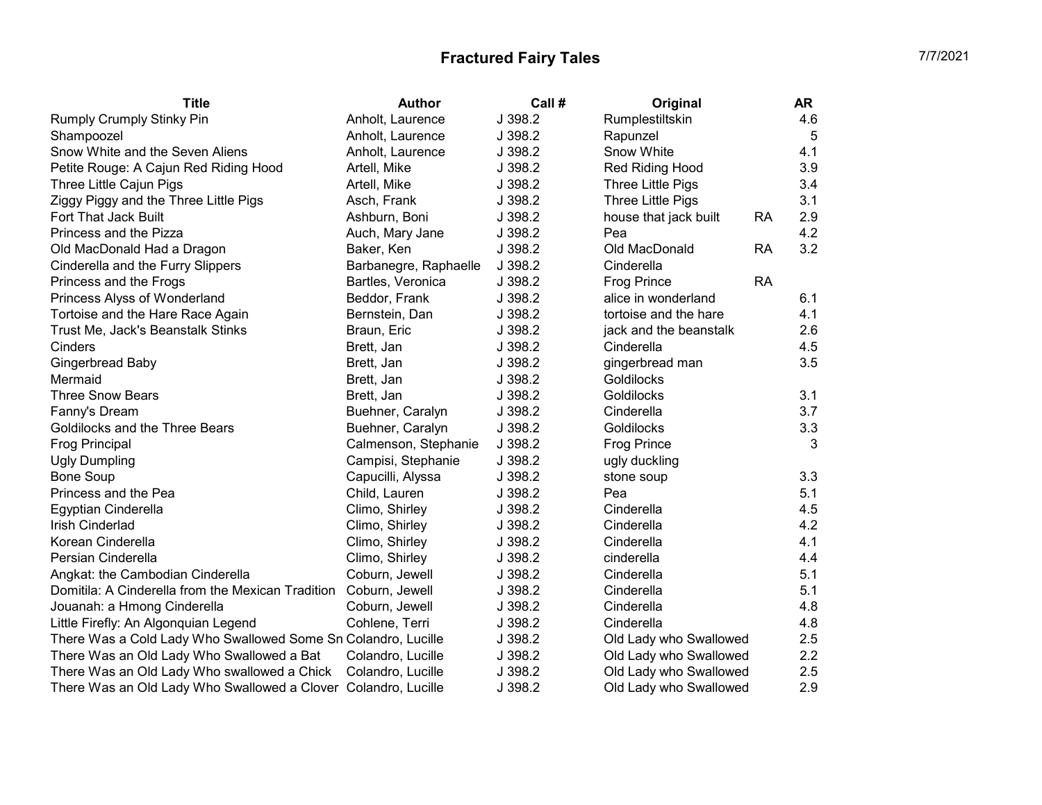# Fractured Fairy Tales

7/7/2021

| Title | Author | Call # | Original | | AR |
|---|---|---|---|---|---|
| Rumply Crumply Stinky Pin | Anholt, Laurence | J 398.2 | Rumplestiltskin | | 4.6 |
| Shampoozel | Anholt, Laurence | J 398.2 | Rapunzel | | 5 |
| Snow White and the Seven Aliens | Anholt, Laurence | J 398.2 | Snow White | | 4.1 |
| Petite Rouge: A Cajun Red Riding Hood | Artell, Mike | J 398.2 | Red Riding Hood | | 3.9 |
| Three Little Cajun Pigs | Artell, Mike | J 398.2 | Three Little Pigs | | 3.4 |
| Ziggy Piggy and the Three Little Pigs | Asch, Frank | J 398.2 | Three Little Pigs | | 3.1 |
| Fort That Jack Built | Ashburn, Boni | J 398.2 | house that jack built | RA | 2.9 |
| Princess and the Pizza | Auch, Mary Jane | J 398.2 | Pea | | 4.2 |
| Old MacDonald Had a Dragon | Baker, Ken | J 398.2 | Old MacDonald | RA | 3.2 |
| Cinderella and the Furry Slippers | Barbanegre, Raphaelle | J 398.2 | Cinderella | | |
| Princess and the Frogs | Bartles, Veronica | J 398.2 | Frog Prince | RA | |
| Princess Alyss of Wonderland | Beddor, Frank | J 398.2 | alice in wonderland | | 6.1 |
| Tortoise and the Hare Race Again | Bernstein, Dan | J 398.2 | tortoise and the hare | | 4.1 |
| Trust Me, Jack's Beanstalk Stinks | Braun, Eric | J 398.2 | jack and the beanstalk | | 2.6 |
| Cinders | Brett, Jan | J 398.2 | Cinderella | | 4.5 |
| Gingerbread Baby | Brett, Jan | J 398.2 | gingerbread man | | 3.5 |
| Mermaid | Brett, Jan | J 398.2 | Goldilocks | | |
| Three Snow Bears | Brett, Jan | J 398.2 | Goldilocks | | 3.1 |
| Fanny's Dream | Buehner, Caralyn | J 398.2 | Cinderella | | 3.7 |
| Goldilocks and the Three Bears | Buehner, Caralyn | J 398.2 | Goldilocks | | 3.3 |
| Frog Principal | Calmenson, Stephanie | J 398.2 | Frog Prince | | 3 |
| Ugly Dumpling | Campisi, Stephanie | J 398.2 | ugly duckling | | |
| Bone Soup | Capucilli, Alyssa | J 398.2 | stone soup | | 3.3 |
| Princess and the Pea | Child, Lauren | J 398.2 | Pea | | 5.1 |
| Egyptian Cinderella | Climo, Shirley | J 398.2 | Cinderella | | 4.5 |
| Irish Cinderlad | Climo, Shirley | J 398.2 | Cinderella | | 4.2 |
| Korean Cinderella | Climo, Shirley | J 398.2 | Cinderella | | 4.1 |
| Persian Cinderella | Climo, Shirley | J 398.2 | cinderella | | 4.4 |
| Angkat: the Cambodian Cinderella | Coburn, Jewell | J 398.2 | Cinderella | | 5.1 |
| Domitila: A Cinderella from the Mexican Tradition | Coburn, Jewell | J 398.2 | Cinderella | | 5.1 |
| Jouanah: a Hmong Cinderella | Coburn, Jewell | J 398.2 | Cinderella | | 4.8 |
| Little Firefly: An Algonquian Legend | Cohlene, Terri | J 398.2 | Cinderella | | 4.8 |
| There Was a Cold Lady Who Swallowed Some Sn | Colandro, Lucille | J 398.2 | Old Lady who Swallowed | | 2.5 |
| There Was an Old Lady Who Swallowed a Bat | Colandro, Lucille | J 398.2 | Old Lady who Swallowed | | 2.2 |
| There Was an Old Lady Who swallowed a Chick | Colandro, Lucille | J 398.2 | Old Lady who Swallowed | | 2.5 |
| There Was an Old Lady Who Swallowed a Clover | Colandro, Lucille | J 398.2 | Old Lady who Swallowed | | 2.9 |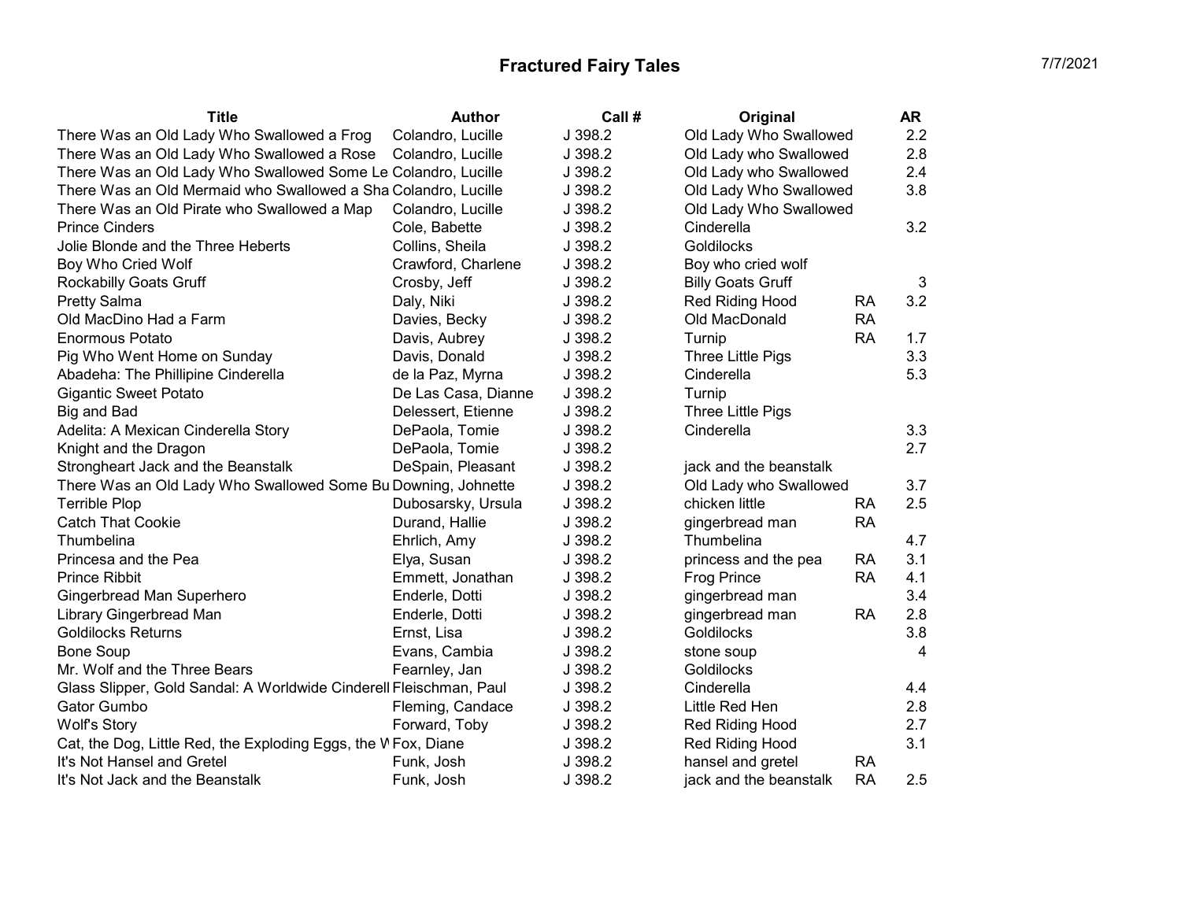# Fractured Fairy Tales

7/7/2021

| Title | Author | Call # | Original | | AR |
|---|---|---|---|---|---|
| There Was an Old Lady Who Swallowed a Frog | Colandro, Lucille | J 398.2 | Old Lady Who Swallowed | | 2.2 |
| There Was an Old Lady Who Swallowed a Rose | Colandro, Lucille | J 398.2 | Old Lady who Swallowed | | 2.8 |
| There Was an Old Lady Who Swallowed Some Le | Colandro, Lucille | J 398.2 | Old Lady who Swallowed | | 2.4 |
| There Was an Old Mermaid who Swallowed a Sha | Colandro, Lucille | J 398.2 | Old Lady Who Swallowed | | 3.8 |
| There Was an Old Pirate who Swallowed a Map | Colandro, Lucille | J 398.2 | Old Lady Who Swallowed | | |
| Prince Cinders | Cole, Babette | J 398.2 | Cinderella | | 3.2 |
| Jolie Blonde and the Three Heberts | Collins, Sheila | J 398.2 | Goldilocks | | |
| Boy Who Cried Wolf | Crawford, Charlene | J 398.2 | Boy who cried wolf | | |
| Rockabilly Goats Gruff | Crosby, Jeff | J 398.2 | Billy Goats Gruff | | 3 |
| Pretty Salma | Daly, Niki | J 398.2 | Red Riding Hood | RA | 3.2 |
| Old MacDino Had a Farm | Davies, Becky | J 398.2 | Old MacDonald | RA | |
| Enormous Potato | Davis, Aubrey | J 398.2 | Turnip | RA | 1.7 |
| Pig Who Went Home on Sunday | Davis, Donald | J 398.2 | Three Little Pigs | | 3.3 |
| Abadeha: The Phillipine Cinderella | de la Paz, Myrna | J 398.2 | Cinderella | | 5.3 |
| Gigantic Sweet Potato | De Las Casa, Dianne | J 398.2 | Turnip | | |
| Big and Bad | Delessert, Etienne | J 398.2 | Three Little Pigs | | |
| Adelita: A Mexican Cinderella Story | DePaola, Tomie | J 398.2 | Cinderella | | 3.3 |
| Knight and the Dragon | DePaola, Tomie | J 398.2 | | | 2.7 |
| Strongheart Jack and the Beanstalk | DeSpain, Pleasant | J 398.2 | jack and the beanstalk | | |
| There Was an Old Lady Who Swallowed Some Bu | Downing, Johnette | J 398.2 | Old Lady who Swallowed | | 3.7 |
| Terrible Plop | Dubosarsky, Ursula | J 398.2 | chicken little | RA | 2.5 |
| Catch That Cookie | Durand, Hallie | J 398.2 | gingerbread man | RA | |
| Thumbelina | Ehrlich, Amy | J 398.2 | Thumbelina | | 4.7 |
| Princesa and the Pea | Elya, Susan | J 398.2 | princess and the pea | RA | 3.1 |
| Prince Ribbit | Emmett, Jonathan | J 398.2 | Frog Prince | RA | 4.1 |
| Gingerbread Man Superhero | Enderle, Dotti | J 398.2 | gingerbread man | | 3.4 |
| Library Gingerbread Man | Enderle, Dotti | J 398.2 | gingerbread man | RA | 2.8 |
| Goldilocks Returns | Ernst, Lisa | J 398.2 | Goldilocks | | 3.8 |
| Bone Soup | Evans, Cambia | J 398.2 | stone soup | | 4 |
| Mr. Wolf and the Three Bears | Fearnley, Jan | J 398.2 | Goldilocks | | |
| Glass Slipper, Gold Sandal: A Worldwide Cinderell | Fleischman, Paul | J 398.2 | Cinderella | | 4.4 |
| Gator Gumbo | Fleming, Candace | J 398.2 | Little Red Hen | | 2.8 |
| Wolf's Story | Forward, Toby | J 398.2 | Red Riding Hood | | 2.7 |
| Cat, the Dog, Little Red, the Exploding Eggs, the W | Fox, Diane | J 398.2 | Red Riding Hood | | 3.1 |
| It's Not Hansel and Gretel | Funk, Josh | J 398.2 | hansel and gretel | RA | |
| It's Not Jack and the Beanstalk | Funk, Josh | J 398.2 | jack and the beanstalk | RA | 2.5 |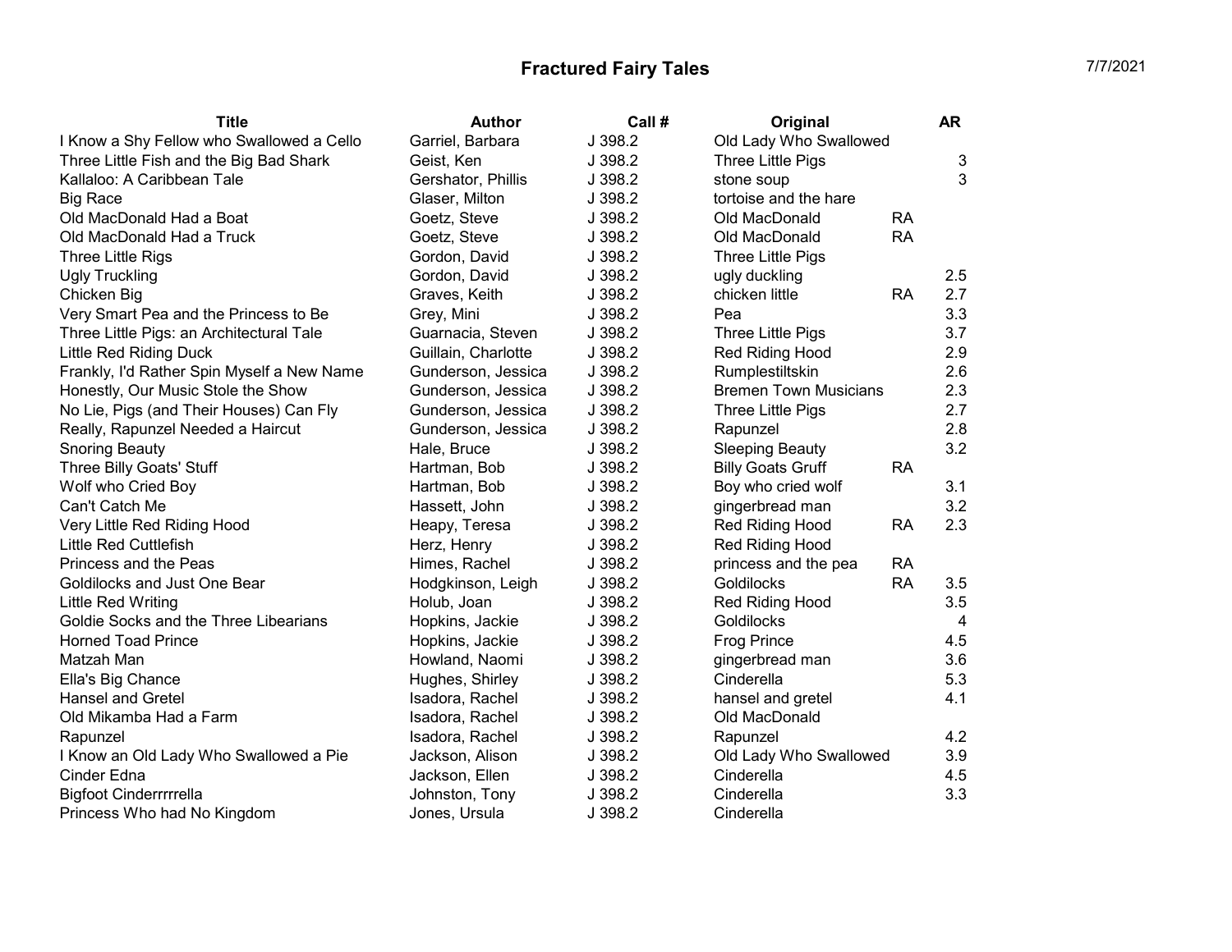# Fractured Fairy Tales

7/7/2021

| Title | Author | Call # | Original | | AR |
|---|---|---|---|---|---|
| I Know a Shy Fellow who Swallowed a Cello | Garriel, Barbara | J 398.2 | Old Lady Who Swallowed | | |
| Three Little Fish and the Big Bad Shark | Geist, Ken | J 398.2 | Three Little Pigs | | 3 |
| Kallaloo: A Caribbean Tale | Gershator, Phillis | J 398.2 | stone soup | | 3 |
| Big Race | Glaser, Milton | J 398.2 | tortoise and the hare | | |
| Old MacDonald Had a Boat | Goetz, Steve | J 398.2 | Old MacDonald | RA | |
| Old MacDonald Had a Truck | Goetz, Steve | J 398.2 | Old MacDonald | RA | |
| Three Little Rigs | Gordon, David | J 398.2 | Three Little Pigs | | |
| Ugly Truckling | Gordon, David | J 398.2 | ugly duckling | | 2.5 |
| Chicken Big | Graves, Keith | J 398.2 | chicken little | RA | 2.7 |
| Very Smart Pea and the Princess to Be | Grey, Mini | J 398.2 | Pea | | 3.3 |
| Three Little Pigs: an Architectural Tale | Guarnacia, Steven | J 398.2 | Three Little Pigs | | 3.7 |
| Little Red Riding Duck | Guillain, Charlotte | J 398.2 | Red Riding Hood | | 2.9 |
| Frankly, I'd Rather Spin Myself a New Name | Gunderson, Jessica | J 398.2 | Rumplestiltskin | | 2.6 |
| Honestly, Our Music Stole the Show | Gunderson, Jessica | J 398.2 | Bremen Town Musicians | | 2.3 |
| No Lie, Pigs (and Their Houses) Can Fly | Gunderson, Jessica | J 398.2 | Three Little Pigs | | 2.7 |
| Really, Rapunzel Needed a Haircut | Gunderson, Jessica | J 398.2 | Rapunzel | | 2.8 |
| Snoring Beauty | Hale, Bruce | J 398.2 | Sleeping Beauty | | 3.2 |
| Three Billy Goats' Stuff | Hartman, Bob | J 398.2 | Billy Goats Gruff | RA | |
| Wolf who Cried Boy | Hartman, Bob | J 398.2 | Boy who cried wolf | | 3.1 |
| Can't Catch Me | Hassett, John | J 398.2 | gingerbread man | | 3.2 |
| Very Little Red Riding Hood | Heapy, Teresa | J 398.2 | Red Riding Hood | RA | 2.3 |
| Little Red Cuttlefish | Herz, Henry | J 398.2 | Red Riding Hood | | |
| Princess and the Peas | Himes, Rachel | J 398.2 | princess and the pea | RA | |
| Goldilocks and Just One Bear | Hodgkinson, Leigh | J 398.2 | Goldilocks | RA | 3.5 |
| Little Red Writing | Holub, Joan | J 398.2 | Red Riding Hood | | 3.5 |
| Goldie Socks and the Three Libearians | Hopkins, Jackie | J 398.2 | Goldilocks | | 4 |
| Horned Toad Prince | Hopkins, Jackie | J 398.2 | Frog Prince | | 4.5 |
| Matzah Man | Howland, Naomi | J 398.2 | gingerbread man | | 3.6 |
| Ella's Big Chance | Hughes, Shirley | J 398.2 | Cinderella | | 5.3 |
| Hansel and Gretel | Isadora, Rachel | J 398.2 | hansel and gretel | | 4.1 |
| Old Mikamba Had a Farm | Isadora, Rachel | J 398.2 | Old MacDonald | | |
| Rapunzel | Isadora, Rachel | J 398.2 | Rapunzel | | 4.2 |
| I Know an Old Lady Who Swallowed a Pie | Jackson, Alison | J 398.2 | Old Lady Who Swallowed | | 3.9 |
| Cinder Edna | Jackson, Ellen | J 398.2 | Cinderella | | 4.5 |
| Bigfoot Cinderrrrrella | Johnston, Tony | J 398.2 | Cinderella | | 3.3 |
| Princess Who had No Kingdom | Jones, Ursula | J 398.2 | Cinderella | | |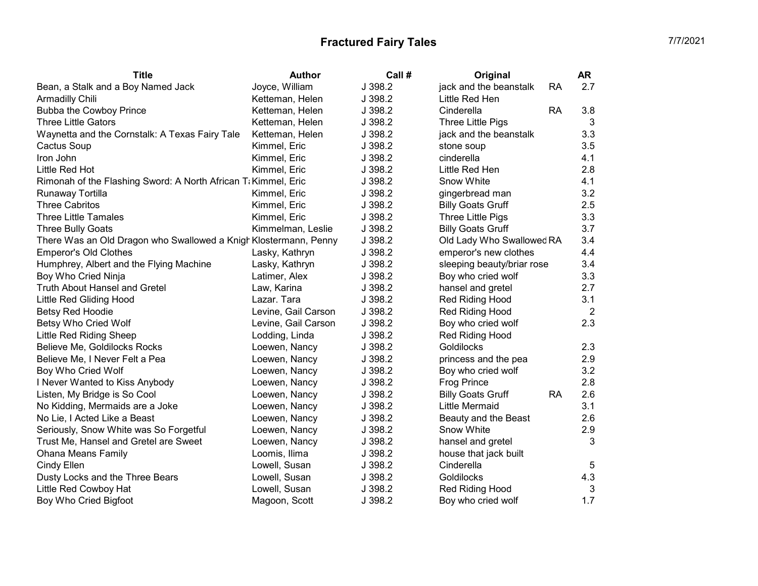# Fractured Fairy Tales

7/7/2021

| Title | Author | Call # | Original | | AR |
|---|---|---|---|---|---|
| Bean, a Stalk and a Boy Named Jack | Joyce, William | J 398.2 | jack and the beanstalk | RA | 2.7 |
| Armadilly Chili | Ketteman, Helen | J 398.2 | Little Red Hen | | |
| Bubba the Cowboy Prince | Ketteman, Helen | J 398.2 | Cinderella | RA | 3.8 |
| Three Little Gators | Ketteman, Helen | J 398.2 | Three Little Pigs | | 3 |
| Waynetta and the Cornstalk: A Texas Fairy Tale | Ketteman, Helen | J 398.2 | jack and the beanstalk | | 3.3 |
| Cactus Soup | Kimmel, Eric | J 398.2 | stone soup | | 3.5 |
| Iron John | Kimmel, Eric | J 398.2 | cinderella | | 4.1 |
| Little Red Hot | Kimmel, Eric | J 398.2 | Little Red Hen | | 2.8 |
| Rimonah of the Flashing Sword: A North African Ta | Kimmel, Eric | J 398.2 | Snow White | | 4.1 |
| Runaway Tortilla | Kimmel, Eric | J 398.2 | gingerbread man | | 3.2 |
| Three Cabritos | Kimmel, Eric | J 398.2 | Billy Goats Gruff | | 2.5 |
| Three Little Tamales | Kimmel, Eric | J 398.2 | Three Little Pigs | | 3.3 |
| Three Bully Goats | Kimmelman, Leslie | J 398.2 | Billy Goats Gruff | | 3.7 |
| There Was an Old Dragon who Swallowed a Knigh | Klostermann, Penny | J 398.2 | Old Lady Who Swallowed | RA | 3.4 |
| Emperor's Old Clothes | Lasky, Kathryn | J 398.2 | emperor's new clothes | | 4.4 |
| Humphrey, Albert and the Flying Machine | Lasky, Kathryn | J 398.2 | sleeping beauty/briar rose | | 3.4 |
| Boy Who Cried Ninja | Latimer, Alex | J 398.2 | Boy who cried wolf | | 3.3 |
| Truth About Hansel and Gretel | Law, Karina | J 398.2 | hansel and gretel | | 2.7 |
| Little Red Gliding Hood | Lazar. Tara | J 398.2 | Red Riding Hood | | 3.1 |
| Betsy Red Hoodie | Levine, Gail Carson | J 398.2 | Red Riding Hood | | 2 |
| Betsy Who Cried Wolf | Levine, Gail Carson | J 398.2 | Boy who cried wolf | | 2.3 |
| Little Red Riding Sheep | Lodding, Linda | J 398.2 | Red Riding Hood | | |
| Believe Me, Goldilocks Rocks | Loewen, Nancy | J 398.2 | Goldilocks | | 2.3 |
| Believe Me, I Never Felt a Pea | Loewen, Nancy | J 398.2 | princess and the pea | | 2.9 |
| Boy Who Cried Wolf | Loewen, Nancy | J 398.2 | Boy who cried wolf | | 3.2 |
| I Never Wanted to Kiss Anybody | Loewen, Nancy | J 398.2 | Frog Prince | | 2.8 |
| Listen, My Bridge is So Cool | Loewen, Nancy | J 398.2 | Billy Goats Gruff | RA | 2.6 |
| No Kidding, Mermaids are a Joke | Loewen, Nancy | J 398.2 | Little Mermaid | | 3.1 |
| No Lie, I Acted Like a Beast | Loewen, Nancy | J 398.2 | Beauty and the Beast | | 2.6 |
| Seriously, Snow White was So Forgetful | Loewen, Nancy | J 398.2 | Snow White | | 2.9 |
| Trust Me, Hansel and Gretel are Sweet | Loewen, Nancy | J 398.2 | hansel and gretel | | 3 |
| Ohana Means Family | Loomis, Ilima | J 398.2 | house that jack built | | |
| Cindy Ellen | Lowell, Susan | J 398.2 | Cinderella | | 5 |
| Dusty Locks and the Three Bears | Lowell, Susan | J 398.2 | Goldilocks | | 4.3 |
| Little Red Cowboy Hat | Lowell, Susan | J 398.2 | Red Riding Hood | | 3 |
| Boy Who Cried Bigfoot | Magoon, Scott | J 398.2 | Boy who cried wolf | | 1.7 |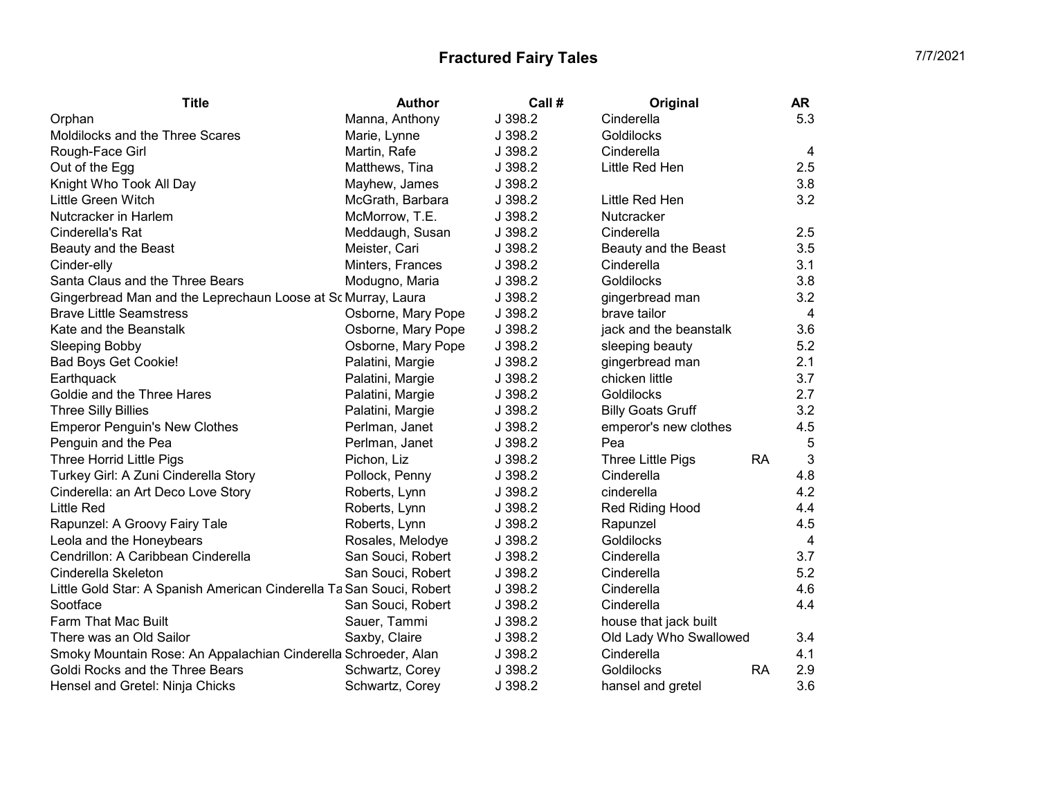# Fractured Fairy Tales

7/7/2021

| Title | Author | Call # | Original | | AR |
|---|---|---|---|---|---|
| Orphan | Manna, Anthony | J 398.2 | Cinderella | | 5.3 |
| Moldilocks and the Three Scares | Marie, Lynne | J 398.2 | Goldilocks | | |
| Rough-Face Girl | Martin, Rafe | J 398.2 | Cinderella | | 4 |
| Out of the Egg | Matthews, Tina | J 398.2 | Little Red Hen | | 2.5 |
| Knight Who Took All Day | Mayhew, James | J 398.2 | | | 3.8 |
| Little Green Witch | McGrath, Barbara | J 398.2 | Little Red Hen | | 3.2 |
| Nutcracker in Harlem | McMorrow, T.E. | J 398.2 | Nutcracker | | |
| Cinderella's Rat | Meddaugh, Susan | J 398.2 | Cinderella | | 2.5 |
| Beauty and the Beast | Meister, Cari | J 398.2 | Beauty and the Beast | | 3.5 |
| Cinder-elly | Minters, Frances | J 398.2 | Cinderella | | 3.1 |
| Santa Claus and the Three Bears | Modugno, Maria | J 398.2 | Goldilocks | | 3.8 |
| Gingerbread Man and the Leprechaun Loose at Sc | Murray, Laura | J 398.2 | gingerbread man | | 3.2 |
| Brave Little Seamstress | Osborne, Mary Pope | J 398.2 | brave tailor | | 4 |
| Kate and the Beanstalk | Osborne, Mary Pope | J 398.2 | jack and the beanstalk | | 3.6 |
| Sleeping Bobby | Osborne, Mary Pope | J 398.2 | sleeping beauty | | 5.2 |
| Bad Boys Get Cookie! | Palatini, Margie | J 398.2 | gingerbread man | | 2.1 |
| Earthquack | Palatini, Margie | J 398.2 | chicken little | | 3.7 |
| Goldie and the Three Hares | Palatini, Margie | J 398.2 | Goldilocks | | 2.7 |
| Three Silly Billies | Palatini, Margie | J 398.2 | Billy Goats Gruff | | 3.2 |
| Emperor Penguin's New Clothes | Perlman, Janet | J 398.2 | emperor's new clothes | | 4.5 |
| Penguin and the Pea | Perlman, Janet | J 398.2 | Pea | | 5 |
| Three Horrid Little Pigs | Pichon, Liz | J 398.2 | Three Little Pigs | RA | 3 |
| Turkey Girl: A Zuni Cinderella Story | Pollock, Penny | J 398.2 | Cinderella | | 4.8 |
| Cinderella: an Art Deco Love Story | Roberts, Lynn | J 398.2 | cinderella | | 4.2 |
| Little Red | Roberts, Lynn | J 398.2 | Red Riding Hood | | 4.4 |
| Rapunzel: A Groovy Fairy Tale | Roberts, Lynn | J 398.2 | Rapunzel | | 4.5 |
| Leola and the Honeybears | Rosales, Melodye | J 398.2 | Goldilocks | | 4 |
| Cendrillon: A Caribbean Cinderella | San Souci, Robert | J 398.2 | Cinderella | | 3.7 |
| Cinderella Skeleton | San Souci, Robert | J 398.2 | Cinderella | | 5.2 |
| Little Gold Star: A Spanish American Cinderella Ta | San Souci, Robert | J 398.2 | Cinderella | | 4.6 |
| Sootface | San Souci, Robert | J 398.2 | Cinderella | | 4.4 |
| Farm That Mac Built | Sauer, Tammi | J 398.2 | house that jack built | | |
| There was an Old Sailor | Saxby, Claire | J 398.2 | Old Lady Who Swallowed | | 3.4 |
| Smoky Mountain Rose: An Appalachian Cinderella | Schroeder, Alan | J 398.2 | Cinderella | | 4.1 |
| Goldi Rocks and the Three Bears | Schwartz, Corey | J 398.2 | Goldilocks | RA | 2.9 |
| Hensel and Gretel: Ninja Chicks | Schwartz, Corey | J 398.2 | hansel and gretel | | 3.6 |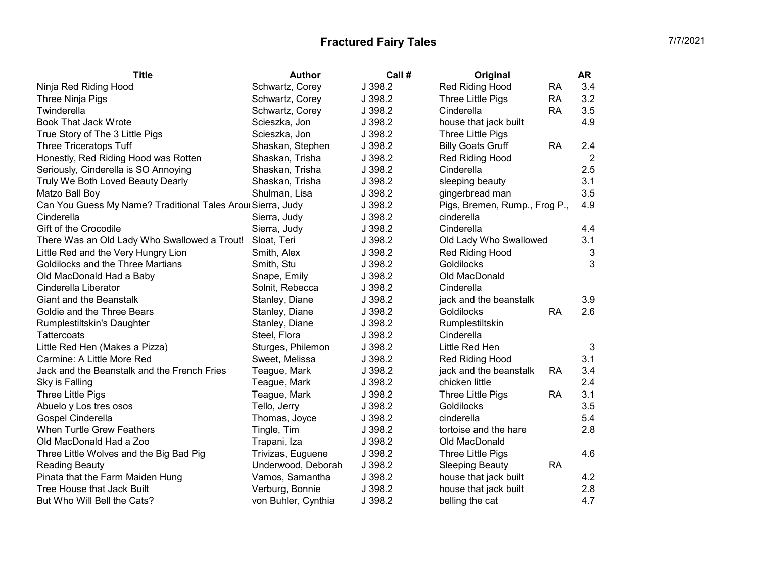# Fractured Fairy Tales

7/7/2021

| Title | Author | Call # | Original | | AR |
|---|---|---|---|---|---|
| Ninja Red Riding Hood | Schwartz, Corey | J 398.2 | Red Riding Hood | RA | 3.4 |
| Three Ninja Pigs | Schwartz, Corey | J 398.2 | Three Little Pigs | RA | 3.2 |
| Twinderella | Schwartz, Corey | J 398.2 | Cinderella | RA | 3.5 |
| Book That Jack Wrote | Scieszka, Jon | J 398.2 | house that jack built | | 4.9 |
| True Story of The 3 Little Pigs | Scieszka, Jon | J 398.2 | Three Little Pigs | | |
| Three Triceratops Tuff | Shaskan, Stephen | J 398.2 | Billy Goats Gruff | RA | 2.4 |
| Honestly, Red Riding Hood was Rotten | Shaskan, Trisha | J 398.2 | Red Riding Hood | | 2 |
| Seriously, Cinderella is SO Annoying | Shaskan, Trisha | J 398.2 | Cinderella | | 2.5 |
| Truly We Both Loved Beauty Dearly | Shaskan, Trisha | J 398.2 | sleeping beauty | | 3.1 |
| Matzo Ball Boy | Shulman, Lisa | J 398.2 | gingerbread man | | 3.5 |
| Can You Guess My Name? Traditional Tales Arou | Sierra, Judy | J 398.2 | Pigs, Bremen, Rump., Frog P., | | 4.9 |
| Cinderella | Sierra, Judy | J 398.2 | cinderella | | |
| Gift of the Crocodile | Sierra, Judy | J 398.2 | Cinderella | | 4.4 |
| There Was an Old Lady Who Swallowed a Trout! | Sloat, Teri | J 398.2 | Old Lady Who Swallowed | | 3.1 |
| Little Red and the Very Hungry Lion | Smith, Alex | J 398.2 | Red Riding Hood | | 3 |
| Goldilocks and the Three Martians | Smith, Stu | J 398.2 | Goldilocks | | 3 |
| Old MacDonald Had a Baby | Snape, Emily | J 398.2 | Old MacDonald | | |
| Cinderella Liberator | Solnit, Rebecca | J 398.2 | Cinderella | | |
| Giant and the Beanstalk | Stanley, Diane | J 398.2 | jack and the beanstalk | | 3.9 |
| Goldie and the Three Bears | Stanley, Diane | J 398.2 | Goldilocks | RA | 2.6 |
| Rumplestiltskin's Daughter | Stanley, Diane | J 398.2 | Rumplestiltskin | | |
| Tattercoats | Steel, Flora | J 398.2 | Cinderella | | |
| Little Red Hen (Makes a Pizza) | Sturges, Philemon | J 398.2 | Little Red Hen | | 3 |
| Carmine: A Little More Red | Sweet, Melissa | J 398.2 | Red Riding Hood | | 3.1 |
| Jack and the Beanstalk and the French Fries | Teague, Mark | J 398.2 | jack and the beanstalk | RA | 3.4 |
| Sky is Falling | Teague, Mark | J 398.2 | chicken little | | 2.4 |
| Three Little Pigs | Teague, Mark | J 398.2 | Three Little Pigs | RA | 3.1 |
| Abuelo y Los tres osos | Tello, Jerry | J 398.2 | Goldilocks | | 3.5 |
| Gospel Cinderella | Thomas, Joyce | J 398.2 | cinderella | | 5.4 |
| When Turtle Grew Feathers | Tingle, Tim | J 398.2 | tortoise and the hare | | 2.8 |
| Old MacDonald Had a Zoo | Trapani, Iza | J 398.2 | Old MacDonald | | |
| Three Little Wolves and the Big Bad Pig | Trivizas, Euguene | J 398.2 | Three Little Pigs | | 4.6 |
| Reading Beauty | Underwood, Deborah | J 398.2 | Sleeping Beauty | RA | |
| Pinata that the Farm Maiden Hung | Vamos, Samantha | J 398.2 | house that jack built | | 4.2 |
| Tree House that Jack Built | Verburg, Bonnie | J 398.2 | house that jack built | | 2.8 |
| But Who Will Bell the Cats? | von Buhler, Cynthia | J 398.2 | belling the cat | | 4.7 |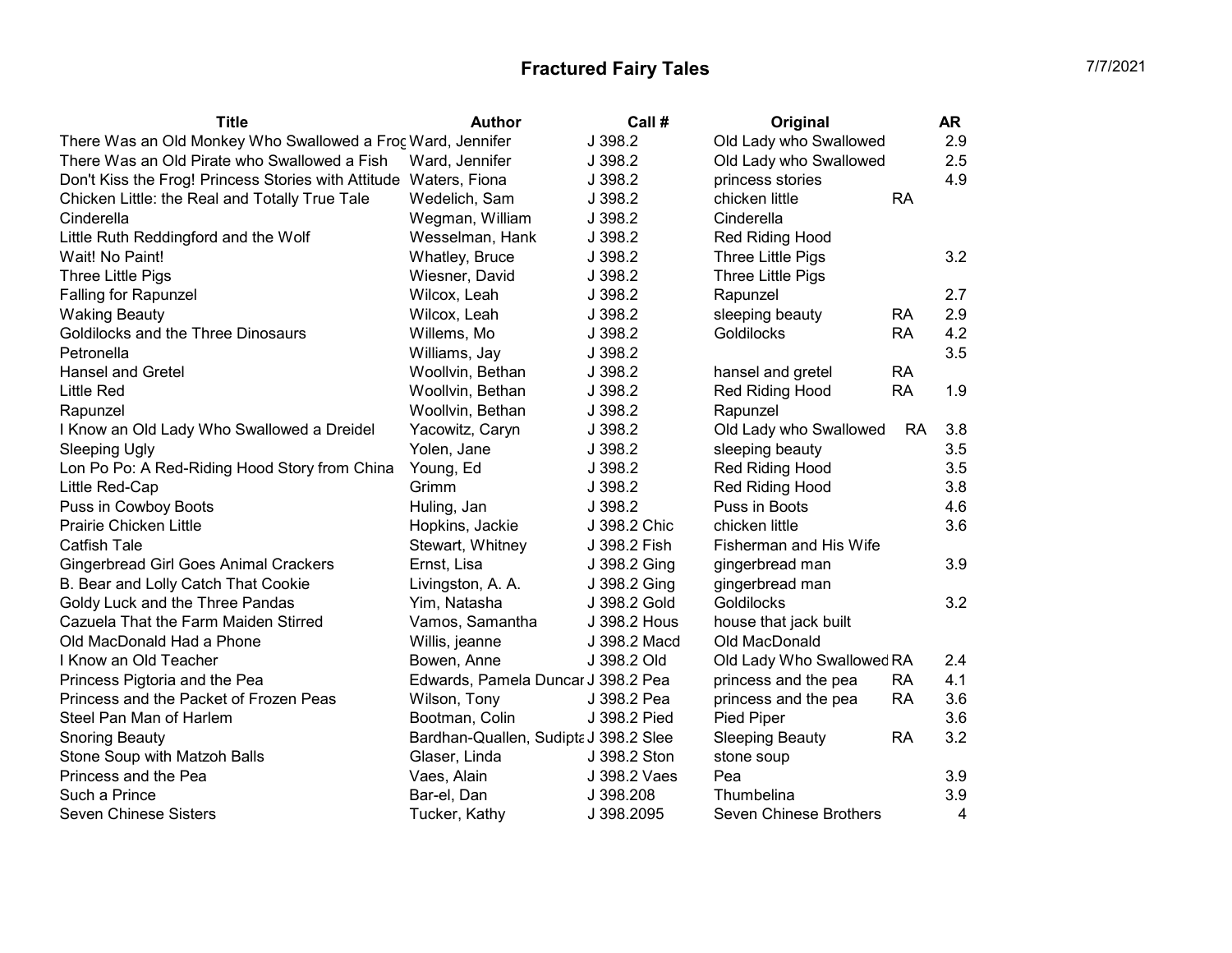# Fractured Fairy Tales

7/7/2021

| Title | Author | Call # | Original | | AR |
|---|---|---|---|---|---|
| There Was an Old Monkey Who Swallowed a Frog | Ward, Jennifer | J 398.2 | Old Lady who Swallowed | | 2.9 |
| There Was an Old Pirate who Swallowed a Fish | Ward, Jennifer | J 398.2 | Old Lady who Swallowed | | 2.5 |
| Don't Kiss the Frog! Princess Stories with Attitude | Waters, Fiona | J 398.2 | princess stories | | 4.9 |
| Chicken Little: the Real and Totally True Tale | Wedelich, Sam | J 398.2 | chicken little | RA | |
| Cinderella | Wegman, William | J 398.2 | Cinderella | | |
| Little Ruth Reddingford and the Wolf | Wesselman, Hank | J 398.2 | Red Riding Hood | | |
| Wait! No Paint! | Whatley, Bruce | J 398.2 | Three Little Pigs | | 3.2 |
| Three Little Pigs | Wiesner, David | J 398.2 | Three Little Pigs | | |
| Falling for Rapunzel | Wilcox, Leah | J 398.2 | Rapunzel | | 2.7 |
| Waking Beauty | Wilcox, Leah | J 398.2 | sleeping beauty | RA | 2.9 |
| Goldilocks and the Three Dinosaurs | Willems, Mo | J 398.2 | Goldilocks | RA | 4.2 |
| Petronella | Williams, Jay | J 398.2 | | | 3.5 |
| Hansel and Gretel | Woollvin, Bethan | J 398.2 | hansel and gretel | RA | |
| Little Red | Woollvin, Bethan | J 398.2 | Red Riding Hood | RA | 1.9 |
| Rapunzel | Woollvin, Bethan | J 398.2 | Rapunzel | | |
| I Know an Old Lady Who Swallowed a Dreidel | Yacowitz, Caryn | J 398.2 | Old Lady who Swallowed | RA | 3.8 |
| Sleeping Ugly | Yolen, Jane | J 398.2 | sleeping beauty | | 3.5 |
| Lon Po Po: A Red-Riding Hood Story from China | Young, Ed | J 398.2 | Red Riding Hood | | 3.5 |
| Little Red-Cap | Grimm | J 398.2 | Red Riding Hood | | 3.8 |
| Puss in Cowboy Boots | Huling, Jan | J 398.2 | Puss in Boots | | 4.6 |
| Prairie Chicken Little | Hopkins, Jackie | J 398.2 Chic | chicken little | | 3.6 |
| Catfish Tale | Stewart, Whitney | J 398.2 Fish | Fisherman and His Wife | | |
| Gingerbread Girl Goes Animal Crackers | Ernst, Lisa | J 398.2 Ging | gingerbread man | | 3.9 |
| B. Bear and Lolly Catch That Cookie | Livingston, A. A. | J 398.2 Ging | gingerbread man | | |
| Goldy Luck and the Three Pandas | Yim, Natasha | J 398.2 Gold | Goldilocks | | 3.2 |
| Cazuela That the Farm Maiden Stirred | Vamos, Samantha | J 398.2 Hous | house that jack built | | |
| Old MacDonald Had a Phone | Willis, jeanne | J 398.2 Macd | Old MacDonald | | |
| I Know an Old Teacher | Bowen, Anne | J 398.2 Old | Old Lady Who Swallowed | RA | 2.4 |
| Princess Pigtoria and the Pea | Edwards, Pamela Duncan | J 398.2 Pea | princess and the pea | RA | 4.1 |
| Princess and the Packet of Frozen Peas | Wilson, Tony | J 398.2 Pea | princess and the pea | RA | 3.6 |
| Steel Pan Man of Harlem | Bootman, Colin | J 398.2 Pied | Pied Piper | | 3.6 |
| Snoring Beauty | Bardhan-Quallen, Sudipta | J 398.2 Slee | Sleeping Beauty | RA | 3.2 |
| Stone Soup with Matzoh Balls | Glaser, Linda | J 398.2 Ston | stone soup | | |
| Princess and the Pea | Vaes, Alain | J 398.2 Vaes | Pea | | 3.9 |
| Such a Prince | Bar-el, Dan | J 398.208 | Thumbelina | | 3.9 |
| Seven Chinese Sisters | Tucker, Kathy | J 398.2095 | Seven Chinese Brothers | | 4 |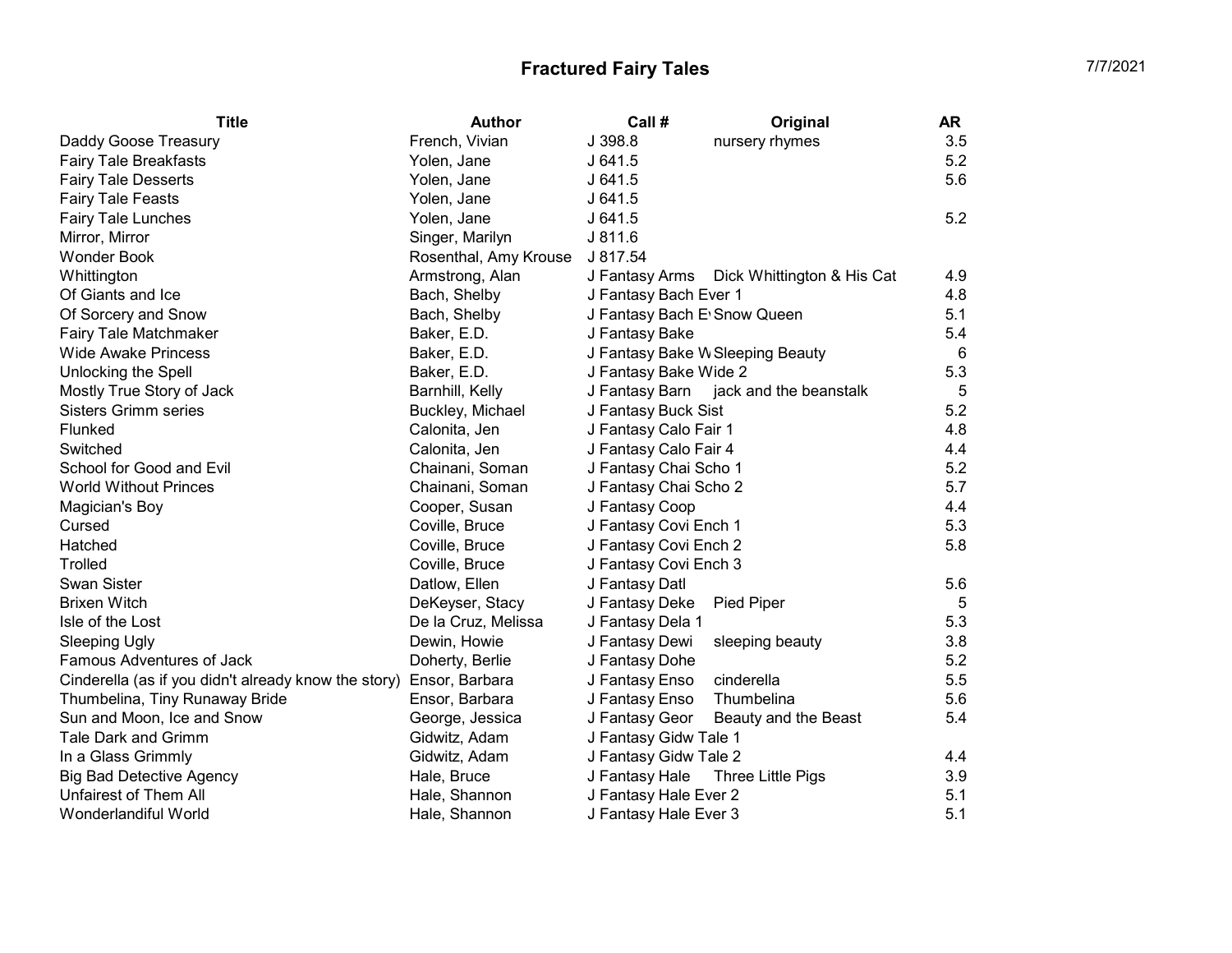# Fractured Fairy Tales

7/7/2021

| Title | Author | Call # | Original | AR |
|---|---|---|---|---|
| Daddy Goose Treasury | French, Vivian | J 398.8 | nursery rhymes | 3.5 |
| Fairy Tale Breakfasts | Yolen, Jane | J 641.5 | | 5.2 |
| Fairy Tale Desserts | Yolen, Jane | J 641.5 | | 5.6 |
| Fairy Tale Feasts | Yolen, Jane | J 641.5 | | |
| Fairy Tale Lunches | Yolen, Jane | J 641.5 | | 5.2 |
| Mirror, Mirror | Singer, Marilyn | J 811.6 | | |
| Wonder Book | Rosenthal, Amy Krouse | J 817.54 | | |
| Whittington | Armstrong, Alan | J Fantasy Arms | Dick Whittington & His Cat | 4.9 |
| Of Giants and Ice | Bach, Shelby | J Fantasy Bach Ever 1 | | 4.8 |
| Of Sorcery and Snow | Bach, Shelby | J Fantasy Bach E | Snow Queen | 5.1 |
| Fairy Tale Matchmaker | Baker, E.D. | J Fantasy Bake | | 5.4 |
| Wide Awake Princess | Baker, E.D. | J Fantasy Bake W | Sleeping Beauty | 6 |
| Unlocking the Spell | Baker, E.D. | J Fantasy Bake Wide 2 | | 5.3 |
| Mostly True Story of Jack | Barnhill, Kelly | J Fantasy Barn | jack and the beanstalk | 5 |
| Sisters Grimm series | Buckley, Michael | J Fantasy Buck Sist | | 5.2 |
| Flunked | Calonita, Jen | J Fantasy Calo Fair 1 | | 4.8 |
| Switched | Calonita, Jen | J Fantasy Calo Fair 4 | | 4.4 |
| School for Good and Evil | Chainani, Soman | J Fantasy Chai Scho 1 | | 5.2 |
| World Without Princes | Chainani, Soman | J Fantasy Chai Scho 2 | | 5.7 |
| Magician's Boy | Cooper, Susan | J Fantasy Coop | | 4.4 |
| Cursed | Coville, Bruce | J Fantasy Covi Ench 1 | | 5.3 |
| Hatched | Coville, Bruce | J Fantasy Covi Ench 2 | | 5.8 |
| Trolled | Coville, Bruce | J Fantasy Covi Ench 3 | | |
| Swan Sister | Datlow, Ellen | J Fantasy Datl | | 5.6 |
| Brixen Witch | DeKeyser, Stacy | J Fantasy Deke | Pied Piper | 5 |
| Isle of the Lost | De la Cruz, Melissa | J Fantasy Dela 1 | | 5.3 |
| Sleeping Ugly | Dewin, Howie | J Fantasy Dewi | sleeping beauty | 3.8 |
| Famous Adventures of Jack | Doherty, Berlie | J Fantasy Dohe | | 5.2 |
| Cinderella (as if you didn't already know the story) | Ensor, Barbara | J Fantasy Enso | cinderella | 5.5 |
| Thumbelina, Tiny Runaway Bride | Ensor, Barbara | J Fantasy Enso | Thumbelina | 5.6 |
| Sun and Moon, Ice and Snow | George, Jessica | J Fantasy Geor | Beauty and the Beast | 5.4 |
| Tale Dark and Grimm | Gidwitz, Adam | J Fantasy Gidw Tale 1 | | |
| In a Glass Grimmly | Gidwitz, Adam | J Fantasy Gidw Tale 2 | | 4.4 |
| Big Bad Detective Agency | Hale, Bruce | J Fantasy Hale | Three Little Pigs | 3.9 |
| Unfairest of Them All | Hale, Shannon | J Fantasy Hale Ever 2 | | 5.1 |
| Wonderlandiful World | Hale, Shannon | J Fantasy Hale Ever 3 | | 5.1 |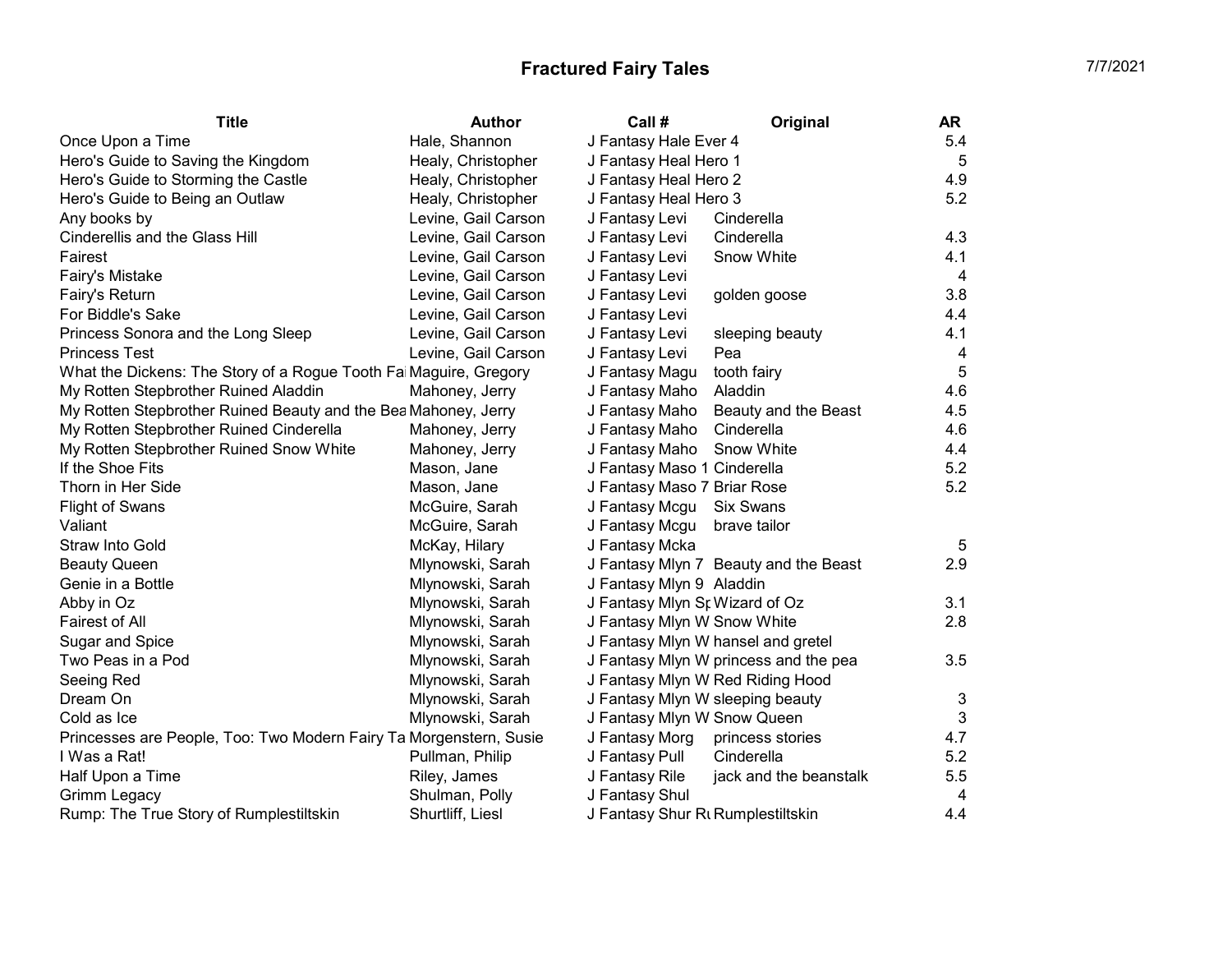# Fractured Fairy Tales

7/7/2021

| Title | Author | Call # | Original | AR |
|---|---|---|---|---|
| Once Upon a Time | Hale, Shannon | J Fantasy Hale Ever 4 | | 5.4 |
| Hero's Guide to Saving the Kingdom | Healy, Christopher | J Fantasy Heal Hero 1 | | 5 |
| Hero's Guide to Storming the Castle | Healy, Christopher | J Fantasy Heal Hero 2 | | 4.9 |
| Hero's Guide to Being an Outlaw | Healy, Christopher | J Fantasy Heal Hero 3 | | 5.2 |
| Any books by | Levine, Gail Carson | J Fantasy Levi | Cinderella | |
| Cinderellis and the Glass Hill | Levine, Gail Carson | J Fantasy Levi | Cinderella | 4.3 |
| Fairest | Levine, Gail Carson | J Fantasy Levi | Snow White | 4.1 |
| Fairy's Mistake | Levine, Gail Carson | J Fantasy Levi | | 4 |
| Fairy's Return | Levine, Gail Carson | J Fantasy Levi | golden goose | 3.8 |
| For Biddle's Sake | Levine, Gail Carson | J Fantasy Levi | | 4.4 |
| Princess Sonora and the Long Sleep | Levine, Gail Carson | J Fantasy Levi | sleeping beauty | 4.1 |
| Princess Test | Levine, Gail Carson | J Fantasy Levi | Pea | 4 |
| What the Dickens: The Story of a Rogue Tooth Fa | Maguire, Gregory | J Fantasy Magu | tooth fairy | 5 |
| My Rotten Stepbrother Ruined Aladdin | Mahoney, Jerry | J Fantasy Maho | Aladdin | 4.6 |
| My Rotten Stepbrother Ruined Beauty and the Bea | Mahoney, Jerry | J Fantasy Maho | Beauty and the Beast | 4.5 |
| My Rotten Stepbrother Ruined Cinderella | Mahoney, Jerry | J Fantasy Maho | Cinderella | 4.6 |
| My Rotten Stepbrother Ruined Snow White | Mahoney, Jerry | J Fantasy Maho | Snow White | 4.4 |
| If the Shoe Fits | Mason, Jane | J Fantasy Maso 1 | Cinderella | 5.2 |
| Thorn in Her Side | Mason, Jane | J Fantasy Maso 7 | Briar Rose | 5.2 |
| Flight of Swans | McGuire, Sarah | J Fantasy Mcgu | Six Swans | |
| Valiant | McGuire, Sarah | J Fantasy Mcgu | brave tailor | |
| Straw Into Gold | McKay, Hilary | J Fantasy Mcka | | 5 |
| Beauty Queen | Mlynowski, Sarah | J Fantasy Mlyn 7 | Beauty and the Beast | 2.9 |
| Genie in a Bottle | Mlynowski, Sarah | J Fantasy Mlyn 9 | Aladdin | |
| Abby in Oz | Mlynowski, Sarah | J Fantasy Mlyn Sp | Wizard of Oz | 3.1 |
| Fairest of All | Mlynowski, Sarah | J Fantasy Mlyn W | Snow White | 2.8 |
| Sugar and Spice | Mlynowski, Sarah | J Fantasy Mlyn W | hansel and gretel | |
| Two Peas in a Pod | Mlynowski, Sarah | J Fantasy Mlyn W | princess and the pea | 3.5 |
| Seeing Red | Mlynowski, Sarah | J Fantasy Mlyn W | Red Riding Hood | |
| Dream On | Mlynowski, Sarah | J Fantasy Mlyn W | sleeping beauty | 3 |
| Cold as Ice | Mlynowski, Sarah | J Fantasy Mlyn W | Snow Queen | 3 |
| Princesses are People, Too: Two Modern Fairy Ta | Morgenstern, Susie | J Fantasy Morg | princess stories | 4.7 |
| I Was a Rat! | Pullman, Philip | J Fantasy Pull | Cinderella | 5.2 |
| Half Upon a Time | Riley, James | J Fantasy Rile | jack and the beanstalk | 5.5 |
| Grimm Legacy | Shulman, Polly | J Fantasy Shul | | 4 |
| Rump: The True Story of Rumplestiltskin | Shurtliff, Liesl | J Fantasy Shur Ru | Rumplestiltskin | 4.4 |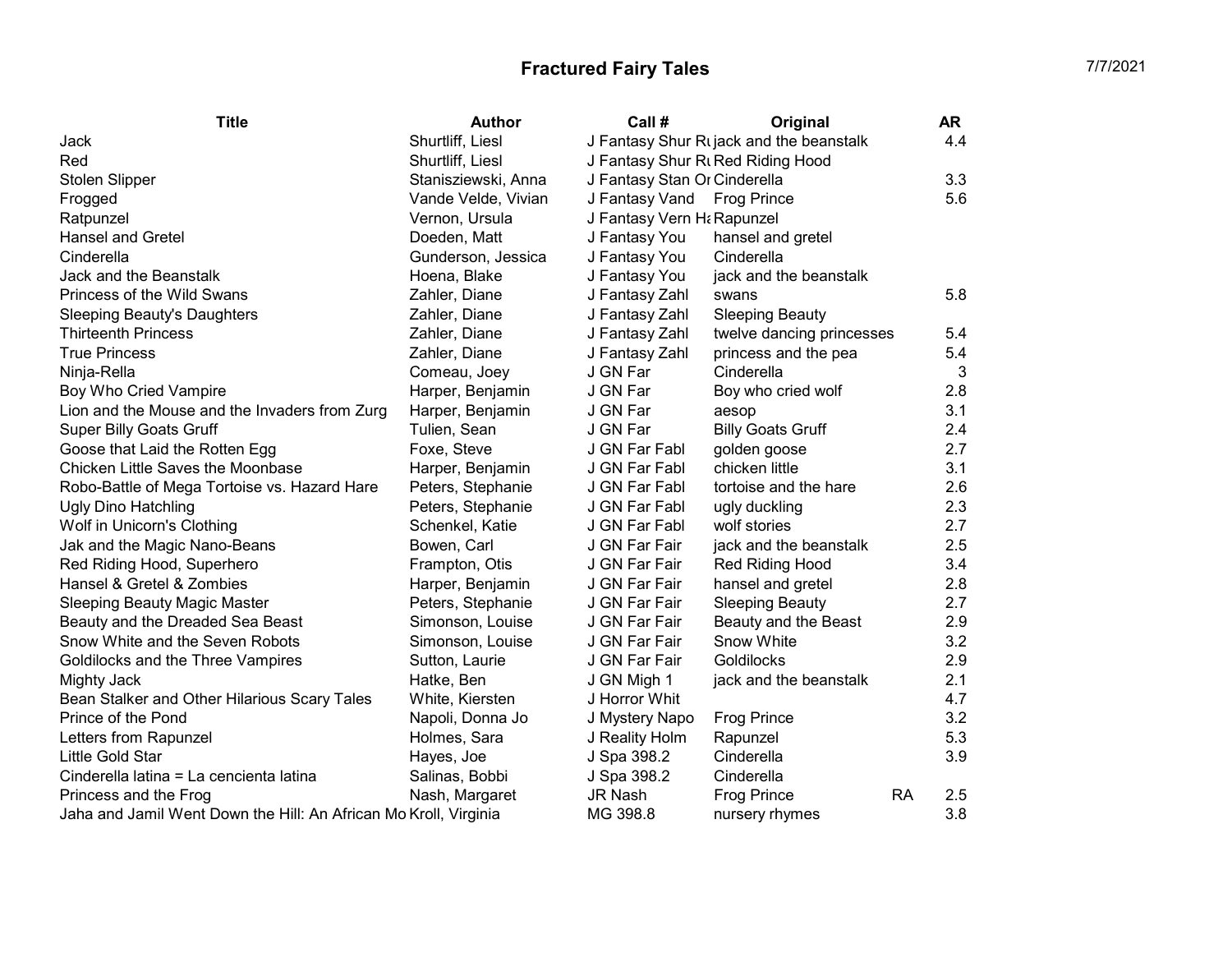# Fractured Fairy Tales

7/7/2021

| Title | Author | Call # | Original | | AR |
|---|---|---|---|---|---|
| Jack | Shurtliff, Liesl | J Fantasy Shur Ru | jack and the beanstalk | | 4.4 |
| Red | Shurtliff, Liesl | J Fantasy Shur Ru | Red Riding Hood | | |
| Stolen Slipper | Stanisziewski, Anna | J Fantasy Stan Or | Cinderella | | 3.3 |
| Frogged | Vande Velde, Vivian | J Fantasy Vand | Frog Prince | | 5.6 |
| Ratpunzel | Vernon, Ursula | J Fantasy Vern Ha | Rapunzel | | |
| Hansel and Gretel | Doeden, Matt | J Fantasy You | hansel and gretel | | |
| Cinderella | Gunderson, Jessica | J Fantasy You | Cinderella | | |
| Jack and the Beanstalk | Hoena, Blake | J Fantasy You | jack and the beanstalk | | |
| Princess of the Wild Swans | Zahler, Diane | J Fantasy Zahl | swans | | 5.8 |
| Sleeping Beauty's Daughters | Zahler, Diane | J Fantasy Zahl | Sleeping Beauty | | |
| Thirteenth Princess | Zahler, Diane | J Fantasy Zahl | twelve dancing princesses | | 5.4 |
| True Princess | Zahler, Diane | J Fantasy Zahl | princess and the pea | | 5.4 |
| Ninja-Rella | Comeau, Joey | J GN Far | Cinderella | | 3 |
| Boy Who Cried Vampire | Harper, Benjamin | J GN Far | Boy who cried wolf | | 2.8 |
| Lion and the Mouse and the Invaders from Zurg | Harper, Benjamin | J GN Far | aesop | | 3.1 |
| Super Billy Goats Gruff | Tulien, Sean | J GN Far | Billy Goats Gruff | | 2.4 |
| Goose that Laid the Rotten Egg | Foxe, Steve | J GN Far Fabl | golden goose | | 2.7 |
| Chicken Little Saves the Moonbase | Harper, Benjamin | J GN Far Fabl | chicken little | | 3.1 |
| Robo-Battle of Mega Tortoise vs. Hazard Hare | Peters, Stephanie | J GN Far Fabl | tortoise and the hare | | 2.6 |
| Ugly Dino Hatchling | Peters, Stephanie | J GN Far Fabl | ugly duckling | | 2.3 |
| Wolf in Unicorn's Clothing | Schenkel, Katie | J GN Far Fabl | wolf stories | | 2.7 |
| Jak and the Magic Nano-Beans | Bowen, Carl | J GN Far Fair | jack and the beanstalk | | 2.5 |
| Red Riding Hood, Superhero | Frampton, Otis | J GN Far Fair | Red Riding Hood | | 3.4 |
| Hansel & Gretel & Zombies | Harper, Benjamin | J GN Far Fair | hansel and gretel | | 2.8 |
| Sleeping Beauty Magic Master | Peters, Stephanie | J GN Far Fair | Sleeping Beauty | | 2.7 |
| Beauty and the Dreaded Sea Beast | Simonson, Louise | J GN Far Fair | Beauty and the Beast | | 2.9 |
| Snow White and the Seven Robots | Simonson, Louise | J GN Far Fair | Snow White | | 3.2 |
| Goldilocks and the Three Vampires | Sutton, Laurie | J GN Far Fair | Goldilocks | | 2.9 |
| Mighty Jack | Hatke, Ben | J GN Migh 1 | jack and the beanstalk | | 2.1 |
| Bean Stalker and Other Hilarious Scary Tales | White, Kiersten | J Horror Whit | | | 4.7 |
| Prince of the Pond | Napoli, Donna Jo | J Mystery Napo | Frog Prince | | 3.2 |
| Letters from Rapunzel | Holmes, Sara | J Reality Holm | Rapunzel | | 5.3 |
| Little Gold Star | Hayes, Joe | J Spa 398.2 | Cinderella | | 3.9 |
| Cinderella latina = La cencienta latina | Salinas, Bobbi | J Spa 398.2 | Cinderella | | |
| Princess and the Frog | Nash, Margaret | JR Nash | Frog Prince | RA | 2.5 |
| Jaha and Jamil Went Down the Hill: An African Mo | Kroll, Virginia | MG 398.8 | nursery rhymes | | 3.8 |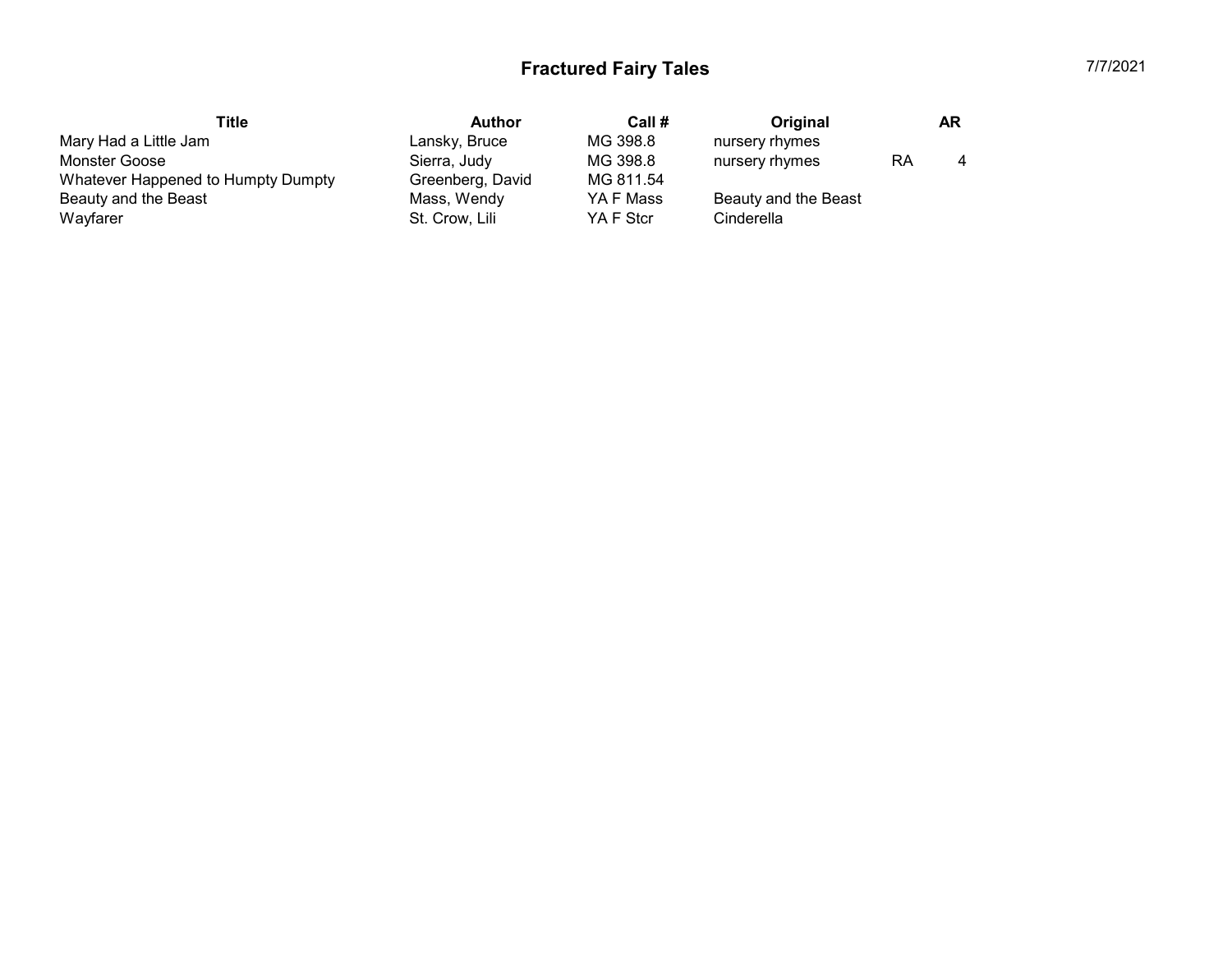# Fractured Fairy Tales

| Title | Author | Call # | Original | | AR |
|---|---|---|---|---|---|
| Mary Had a Little Jam | Lansky, Bruce | MG 398.8 | nursery rhymes | | |
| Monster Goose | Sierra, Judy | MG 398.8 | nursery rhymes | RA | 4 |
| Whatever Happened to Humpty Dumpty | Greenberg, David | MG 811.54 | | | |
| Beauty and the Beast | Mass, Wendy | YA F Mass | Beauty and the Beast | | |
| Wayfarer | St. Crow, Lili | YA F Stcr | Cinderella | | |